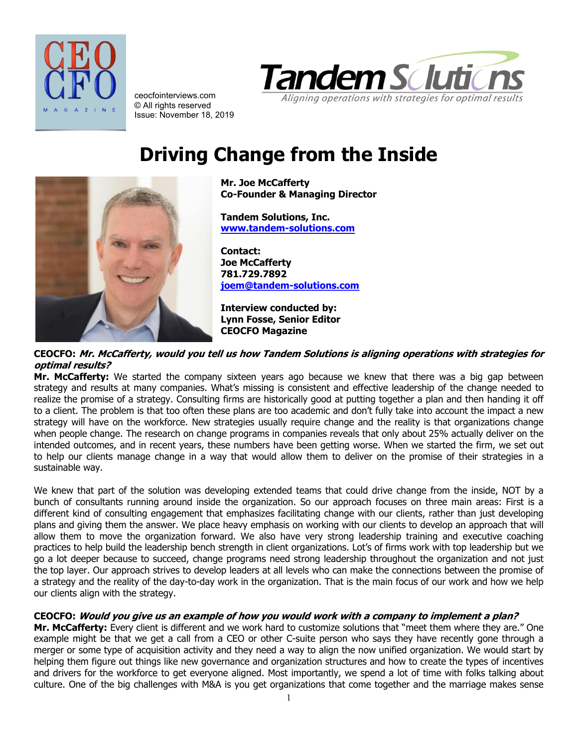ceocfointerviews.com
© All rights reserved
Issue: November 18, 2019

Tandem Solutions
*Aligning operations with strategies for optimal results*

# Driving Change from the Inside

**Mr. Joe McCafferty**
**Co-Founder & Managing Director**

**Tandem Solutions, Inc.**
**www.tandem-solutions.com**

**Contact:**
**Joe McCafferty**
**781.729.7892**
**joem@tandem-solutions.com**

**Interview conducted by:**
**Lynn Fosse, Senior Editor**
**CEOCFO Magazine**

**CEOCFO:** ***Mr. McCafferty, would you tell us how Tandem Solutions is aligning operations with strategies for optimal results?***

**Mr. McCafferty:** We started the company sixteen years ago because we knew that there was a big gap between strategy and results at many companies. What's missing is consistent and effective leadership of the change needed to realize the promise of a strategy. Consulting firms are historically good at putting together a plan and then handing it off to a client. The problem is that too often these plans are too academic and don't fully take into account the impact a new strategy will have on the workforce. New strategies usually require change and the reality is that organizations change when people change. The research on change programs in companies reveals that only about 25% actually deliver on the intended outcomes, and in recent years, these numbers have been getting worse. When we started the firm, we set out to help our clients manage change in a way that would allow them to deliver on the promise of their strategies in a sustainable way.

We knew that part of the solution was developing extended teams that could drive change from the inside, NOT by a bunch of consultants running around inside the organization. So our approach focuses on three main areas: First is a different kind of consulting engagement that emphasizes facilitating change with our clients, rather than just developing plans and giving them the answer. We place heavy emphasis on working with our clients to develop an approach that will allow them to move the organization forward. We also have very strong leadership training and executive coaching practices to help build the leadership bench strength in client organizations. Lot's of firms work with top leadership but we go a lot deeper because to succeed, change programs need strong leadership throughout the organization and not just the top layer. Our approach strives to develop leaders at all levels who can make the connections between the promise of a strategy and the reality of the day-to-day work in the organization. That is the main focus of our work and how we help our clients align with the strategy.

**CEOCFO:** ***Would you give us an example of how you would work with a company to implement a plan?***

**Mr. McCafferty:** Every client is different and we work hard to customize solutions that "meet them where they are." One example might be that we get a call from a CEO or other C-suite person who says they have recently gone through a merger or some type of acquisition activity and they need a way to align the now unified organization. We would start by helping them figure out things like new governance and organization structures and how to create the types of incentives and drivers for the workforce to get everyone aligned. Most importantly, we spend a lot of time with folks talking about culture. One of the big challenges with M&A is you get organizations that come together and the marriage makes sense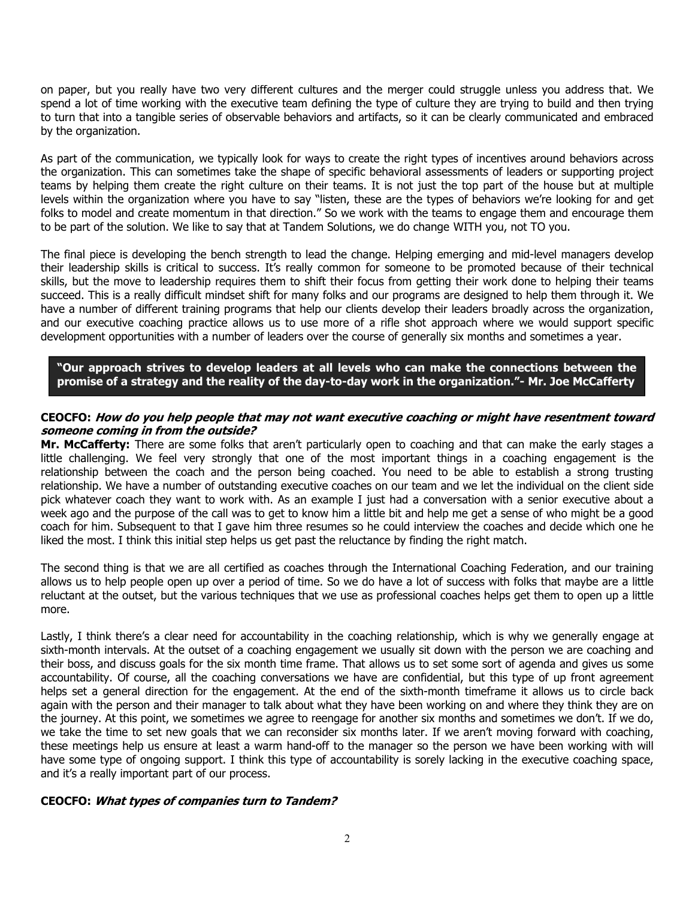on paper, but you really have two very different cultures and the merger could struggle unless you address that. We spend a lot of time working with the executive team defining the type of culture they are trying to build and then trying to turn that into a tangible series of observable behaviors and artifacts, so it can be clearly communicated and embraced by the organization.

As part of the communication, we typically look for ways to create the right types of incentives around behaviors across the organization. This can sometimes take the shape of specific behavioral assessments of leaders or supporting project teams by helping them create the right culture on their teams. It is not just the top part of the house but at multiple levels within the organization where you have to say "listen, these are the types of behaviors we're looking for and get folks to model and create momentum in that direction." So we work with the teams to engage them and encourage them to be part of the solution. We like to say that at Tandem Solutions, we do change WITH you, not TO you.

The final piece is developing the bench strength to lead the change. Helping emerging and mid-level managers develop their leadership skills is critical to success. It's really common for someone to be promoted because of their technical skills, but the move to leadership requires them to shift their focus from getting their work done to helping their teams succeed. This is a really difficult mindset shift for many folks and our programs are designed to help them through it. We have a number of different training programs that help our clients develop their leaders broadly across the organization, and our executive coaching practice allows us to use more of a rifle shot approach where we would support specific development opportunities with a number of leaders over the course of generally six months and sometimes a year.

> **"Our approach strives to develop leaders at all levels who can make the connections between the promise of a strategy and the reality of the day-to-day work in the organization."- Mr. Joe McCafferty**

**CEOCFO:** ***How do you help people that may not want executive coaching or might have resentment toward someone coming in from the outside?***

**Mr. McCafferty:** There are some folks that aren't particularly open to coaching and that can make the early stages a little challenging. We feel very strongly that one of the most important things in a coaching engagement is the relationship between the coach and the person being coached. You need to be able to establish a strong trusting relationship. We have a number of outstanding executive coaches on our team and we let the individual on the client side pick whatever coach they want to work with. As an example I just had a conversation with a senior executive about a week ago and the purpose of the call was to get to know him a little bit and help me get a sense of who might be a good coach for him. Subsequent to that I gave him three resumes so he could interview the coaches and decide which one he liked the most. I think this initial step helps us get past the reluctance by finding the right match.

The second thing is that we are all certified as coaches through the International Coaching Federation, and our training allows us to help people open up over a period of time. So we do have a lot of success with folks that maybe are a little reluctant at the outset, but the various techniques that we use as professional coaches helps get them to open up a little more.

Lastly, I think there's a clear need for accountability in the coaching relationship, which is why we generally engage at sixth-month intervals. At the outset of a coaching engagement we usually sit down with the person we are coaching and their boss, and discuss goals for the six month time frame. That allows us to set some sort of agenda and gives us some accountability. Of course, all the coaching conversations we have are confidential, but this type of up front agreement helps set a general direction for the engagement. At the end of the sixth-month timeframe it allows us to circle back again with the person and their manager to talk about what they have been working on and where they think they are on the journey. At this point, we sometimes we agree to reengage for another six months and sometimes we don't. If we do, we take the time to set new goals that we can reconsider six months later. If we aren't moving forward with coaching, these meetings help us ensure at least a warm hand-off to the manager so the person we have been working with will have some type of ongoing support. I think this type of accountability is sorely lacking in the executive coaching space, and it's a really important part of our process.

**CEOCFO:** ***What types of companies turn to Tandem?***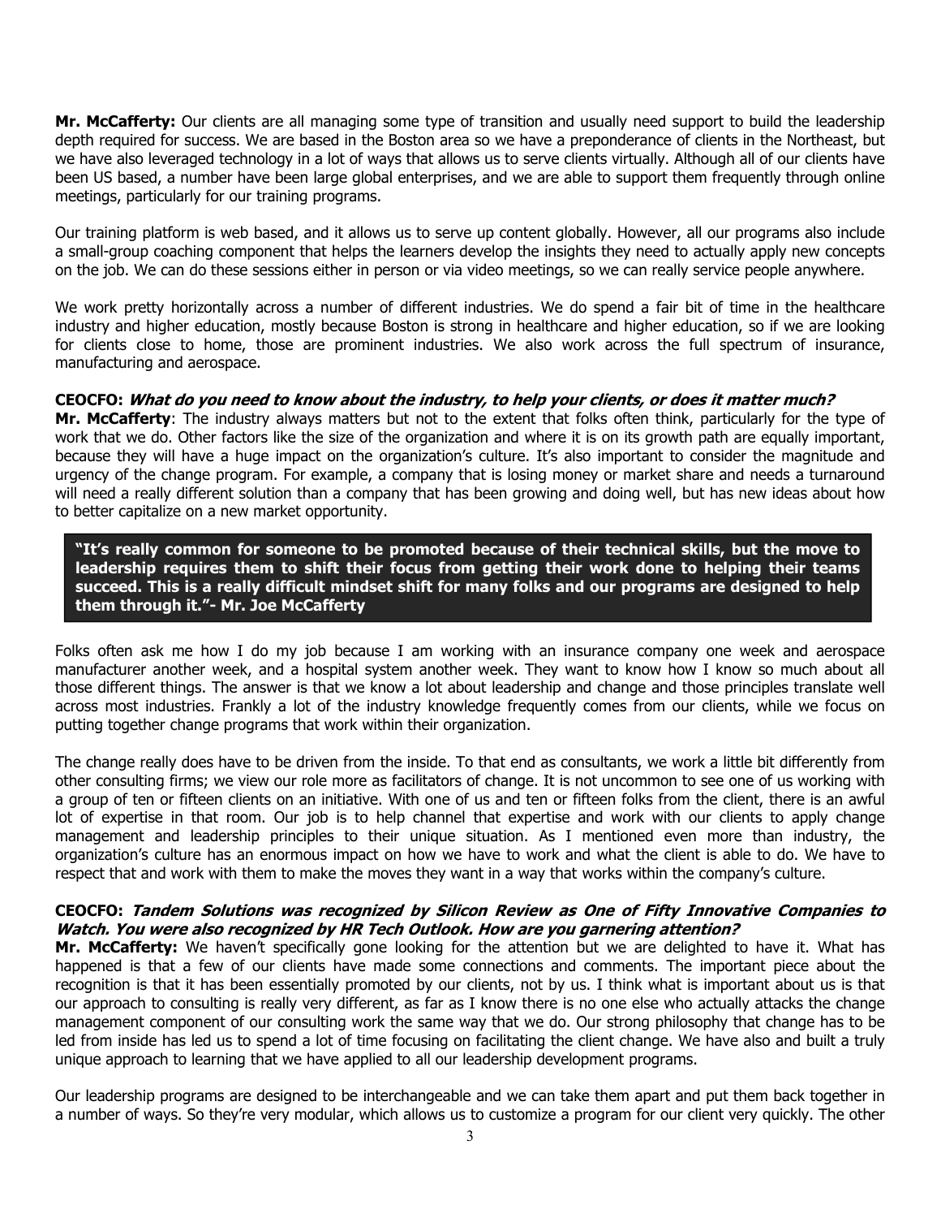**Mr. McCafferty:** Our clients are all managing some type of transition and usually need support to build the leadership depth required for success. We are based in the Boston area so we have a preponderance of clients in the Northeast, but we have also leveraged technology in a lot of ways that allows us to serve clients virtually. Although all of our clients have been US based, a number have been large global enterprises, and we are able to support them frequently through online meetings, particularly for our training programs.

Our training platform is web based, and it allows us to serve up content globally. However, all our programs also include a small-group coaching component that helps the learners develop the insights they need to actually apply new concepts on the job. We can do these sessions either in person or via video meetings, so we can really service people anywhere.

We work pretty horizontally across a number of different industries. We do spend a fair bit of time in the healthcare industry and higher education, mostly because Boston is strong in healthcare and higher education, so if we are looking for clients close to home, those are prominent industries. We also work across the full spectrum of insurance, manufacturing and aerospace.

**CEOCFO:** ***What do you need to know about the industry, to help your clients, or does it matter much?***
**Mr. McCafferty**: The industry always matters but not to the extent that folks often think, particularly for the type of work that we do. Other factors like the size of the organization and where it is on its growth path are equally important, because they will have a huge impact on the organization's culture. It's also important to consider the magnitude and urgency of the change program. For example, a company that is losing money or market share and needs a turnaround will need a really different solution than a company that has been growing and doing well, but has new ideas about how to better capitalize on a new market opportunity.

> **"It's really common for someone to be promoted because of their technical skills, but the move to leadership requires them to shift their focus from getting their work done to helping their teams succeed. This is a really difficult mindset shift for many folks and our programs are designed to help them through it."- Mr. Joe McCafferty**

Folks often ask me how I do my job because I am working with an insurance company one week and aerospace manufacturer another week, and a hospital system another week. They want to know how I know so much about all those different things. The answer is that we know a lot about leadership and change and those principles translate well across most industries. Frankly a lot of the industry knowledge frequently comes from our clients, while we focus on putting together change programs that work within their organization.

The change really does have to be driven from the inside. To that end as consultants, we work a little bit differently from other consulting firms; we view our role more as facilitators of change. It is not uncommon to see one of us working with a group of ten or fifteen clients on an initiative. With one of us and ten or fifteen folks from the client, there is an awful lot of expertise in that room. Our job is to help channel that expertise and work with our clients to apply change management and leadership principles to their unique situation. As I mentioned even more than industry, the organization's culture has an enormous impact on how we have to work and what the client is able to do. We have to respect that and work with them to make the moves they want in a way that works within the company's culture.

**CEOCFO:** ***Tandem Solutions was recognized by Silicon Review as One of Fifty Innovative Companies to Watch. You were also recognized by HR Tech Outlook. How are you garnering attention?***
**Mr. McCafferty:** We haven't specifically gone looking for the attention but we are delighted to have it. What has happened is that a few of our clients have made some connections and comments. The important piece about the recognition is that it has been essentially promoted by our clients, not by us. I think what is important about us is that our approach to consulting is really very different, as far as I know there is no one else who actually attacks the change management component of our consulting work the same way that we do. Our strong philosophy that change has to be led from inside has led us to spend a lot of time focusing on facilitating the client change. We have also and built a truly unique approach to learning that we have applied to all our leadership development programs.

Our leadership programs are designed to be interchangeable and we can take them apart and put them back together in a number of ways. So they're very modular, which allows us to customize a program for our client very quickly. The other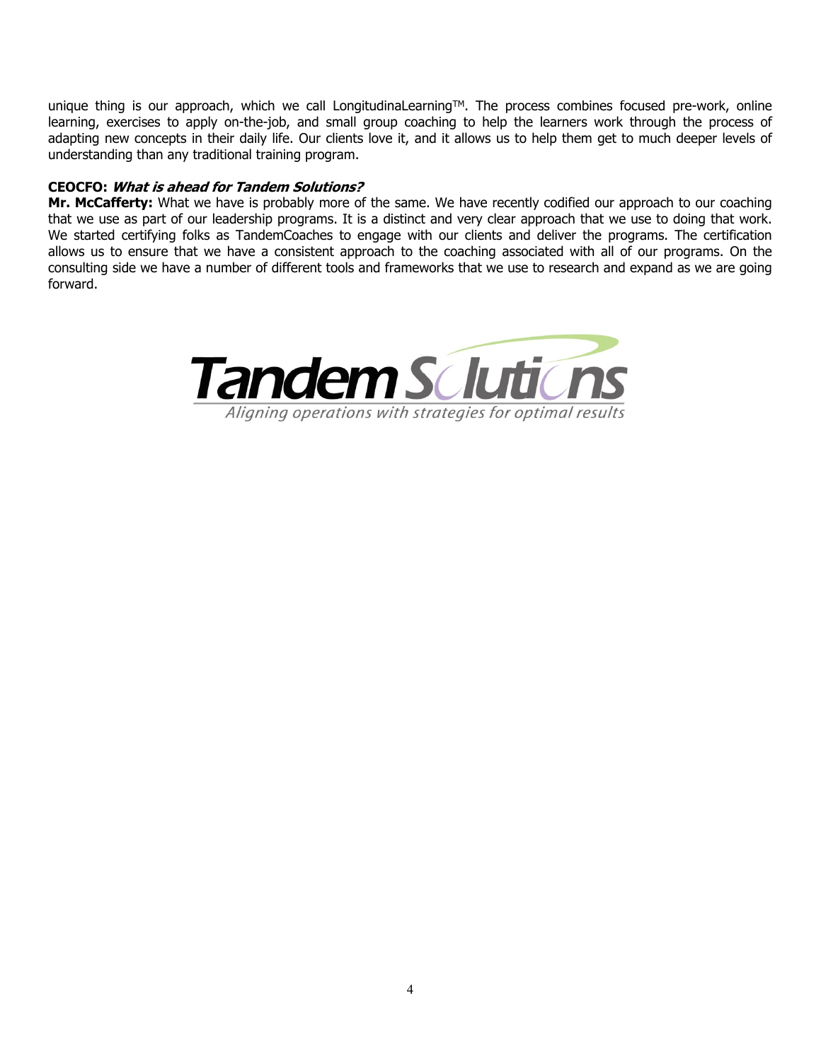unique thing is our approach, which we call LongitudinaLearning™. The process combines focused pre-work, online learning, exercises to apply on-the-job, and small group coaching to help the learners work through the process of adapting new concepts in their daily life. Our clients love it, and it allows us to help them get to much deeper levels of understanding than any traditional training program.

**CEOCFO: *What is ahead for Tandem Solutions?***

**Mr. McCafferty:** What we have is probably more of the same. We have recently codified our approach to our coaching that we use as part of our leadership programs. It is a distinct and very clear approach that we use to doing that work. We started certifying folks as TandemCoaches to engage with our clients and deliver the programs. The certification allows us to ensure that we have a consistent approach to the coaching associated with all of our programs. On the consulting side we have a number of different tools and frameworks that we use to research and expand as we are going forward.

Tandem Solutions

Aligning operations with strategies for optimal results